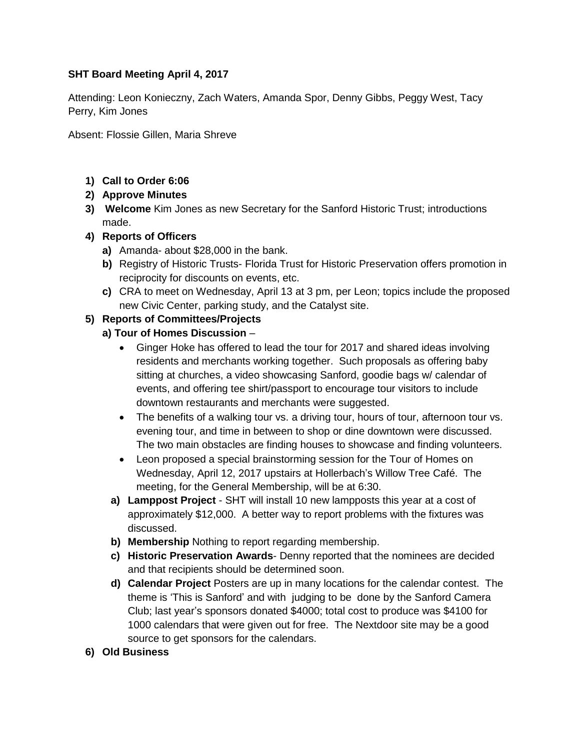**SHT Board Meeting April 4, 2017**

Attending: Leon Konieczny, Zach Waters, Amanda Spor, Denny Gibbs, Peggy West, Tacy Perry, Kim Jones

Absent: Flossie Gillen, Maria Shreve

1) **Call to Order 6:06**
2) **Approve Minutes**
3) **Welcome** Kim Jones as new Secretary for the Sanford Historic Trust; introductions made.
4) **Reports of Officers**
   a) Amanda- about $28,000 in the bank.
   b) Registry of Historic Trusts- Florida Trust for Historic Preservation offers promotion in reciprocity for discounts on events, etc.
   c) CRA to meet on Wednesday, April 13 at 3 pm, per Leon; topics include the proposed new Civic Center, parking study, and the Catalyst site.
5) **Reports of Committees/Projects**
   **a) Tour of Homes Discussion** –
   - Ginger Hoke has offered to lead the tour for 2017 and shared ideas involving residents and merchants working together. Such proposals as offering baby sitting at churches, a video showcasing Sanford, goodie bags w/ calendar of events, and offering tee shirt/passport to encourage tour visitors to include downtown restaurants and merchants were suggested.
   - The benefits of a walking tour vs. a driving tour, hours of tour, afternoon tour vs. evening tour, and time in between to shop or dine downtown were discussed. The two main obstacles are finding houses to showcase and finding volunteers.
   - Leon proposed a special brainstorming session for the Tour of Homes on Wednesday, April 12, 2017 upstairs at Hollerbach's Willow Tree Café. The meeting, for the General Membership, will be at 6:30.

   a) **Lamppost Project** - SHT will install 10 new lampposts this year at a cost of approximately $12,000. A better way to report problems with the fixtures was discussed.
   b) **Membership** Nothing to report regarding membership.
   c) **Historic Preservation Awards**- Denny reported that the nominees are decided and that recipients should be determined soon.
   d) **Calendar Project** Posters are up in many locations for the calendar contest. The theme is 'This is Sanford' and with judging to be done by the Sanford Camera Club; last year's sponsors donated $4000; total cost to produce was $4100 for 1000 calendars that were given out for free. The Nextdoor site may be a good source to get sponsors for the calendars.
6) **Old Business**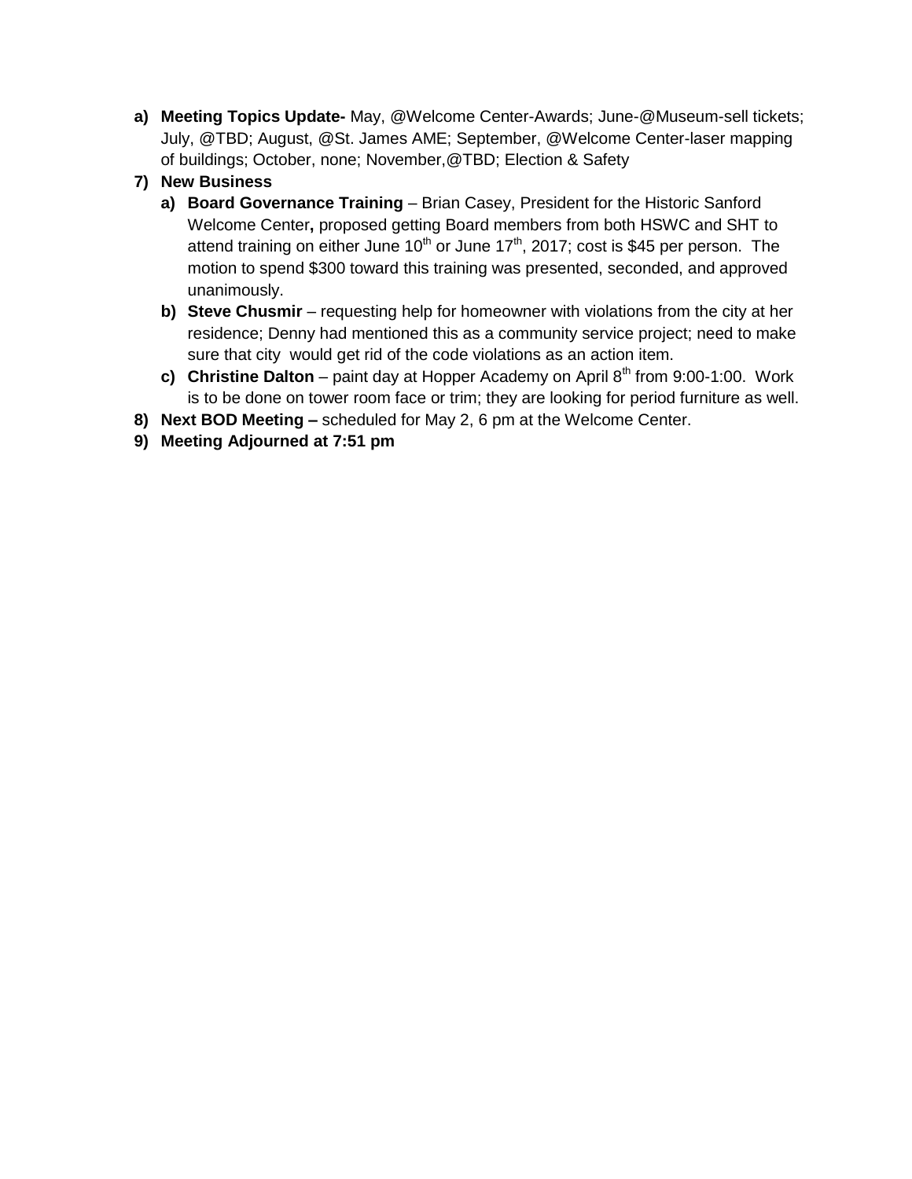a) **Meeting Topics Update-** May, @Welcome Center-Awards; June-@Museum-sell tickets; July, @TBD; August, @St. James AME; September, @Welcome Center-laser mapping of buildings; October, none; November,@TBD; Election & Safety

7) **New Business**

   a) **Board Governance Training** – Brian Casey, President for the Historic Sanford Welcome Center**,** proposed getting Board members from both HSWC and SHT to attend training on either June 10$^{th}$ or June 17$^{th}$, 2017; cost is $45 per person. The motion to spend $300 toward this training was presented, seconded, and approved unanimously.

   b) **Steve Chusmir** – requesting help for homeowner with violations from the city at her residence; Denny had mentioned this as a community service project; need to make sure that city would get rid of the code violations as an action item.

   c) **Christine Dalton** – paint day at Hopper Academy on April 8$^{th}$ from 9:00-1:00. Work is to be done on tower room face or trim; they are looking for period furniture as well.

8) **Next BOD Meeting –** scheduled for May 2, 6 pm at the Welcome Center.

9) **Meeting Adjourned at 7:51 pm**